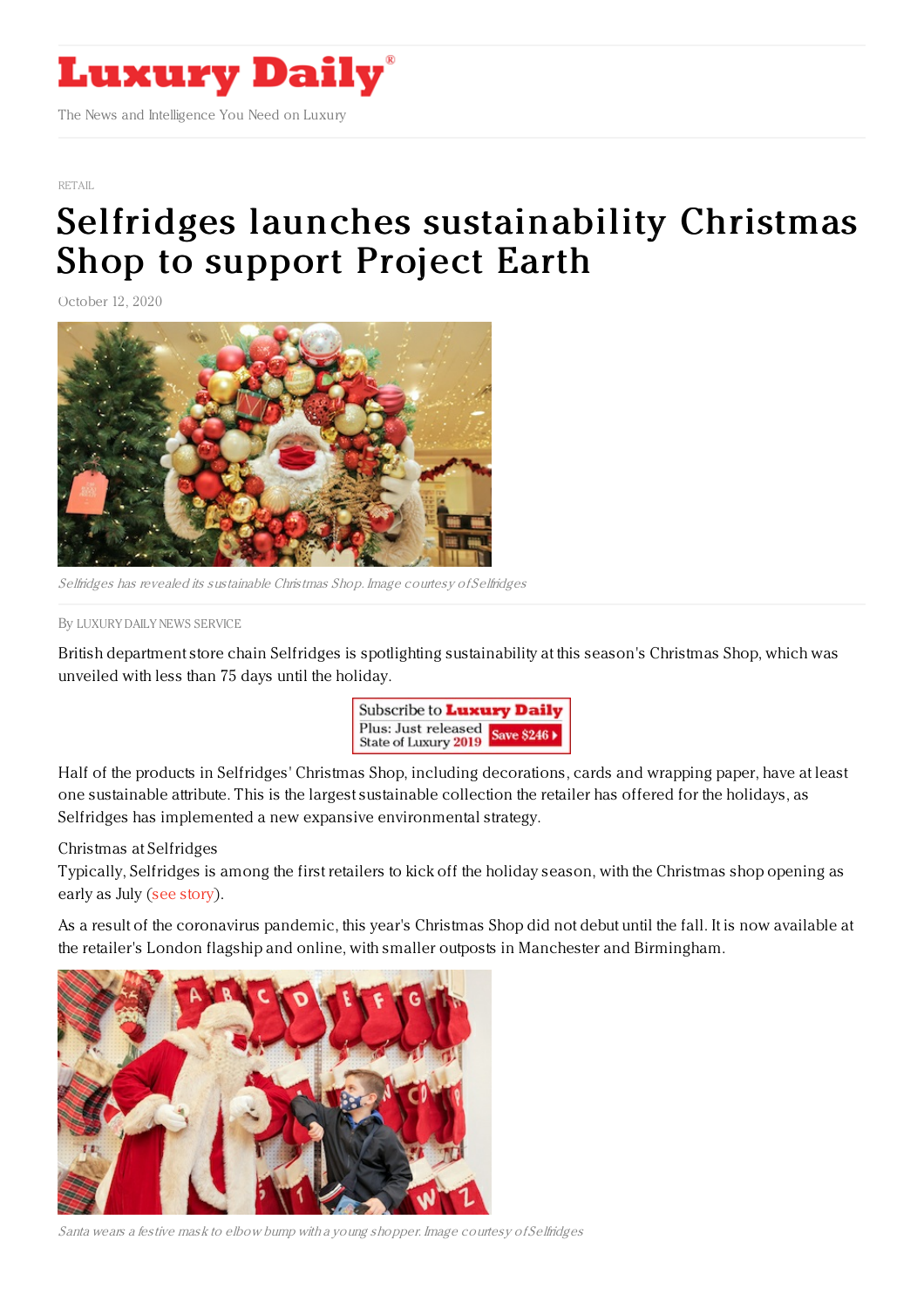# Luxury Daily

The News and Intelligence You Need on Luxury

RETAIL

# Selfridges launches sustainability Christmas Shop to support Project Earth

October 12, 2020

*Selfridges has revealed its sustainable Christmas Shop. Image courtesy of Selfridges*

By LUXURY DAILY NEWS SERVICE

British department store chain Selfridges is spotlighting sustainability at this season's Christmas Shop, which was unveiled with less than 75 days until the holiday.

Half of the products in Selfridges' Christmas Shop, including decorations, cards and wrapping paper, have at least one sustainable attribute. This is the largest sustainable collection the retailer has offered for the holidays, as Selfridges has implemented a new expansive environmental strategy.

Christmas at Selfridges

Typically, Selfridges is among the first retailers to kick off the holiday season, with the Christmas shop opening as early as July (see story).

As a result of the coronavirus pandemic, this year's Christmas Shop did not debut until the fall. It is now available at the retailer's London flagship and online, with smaller outposts in Manchester and Birmingham.

*Santa wears a festive mask to elbow bump with a young shopper. Image courtesy of Selfridges*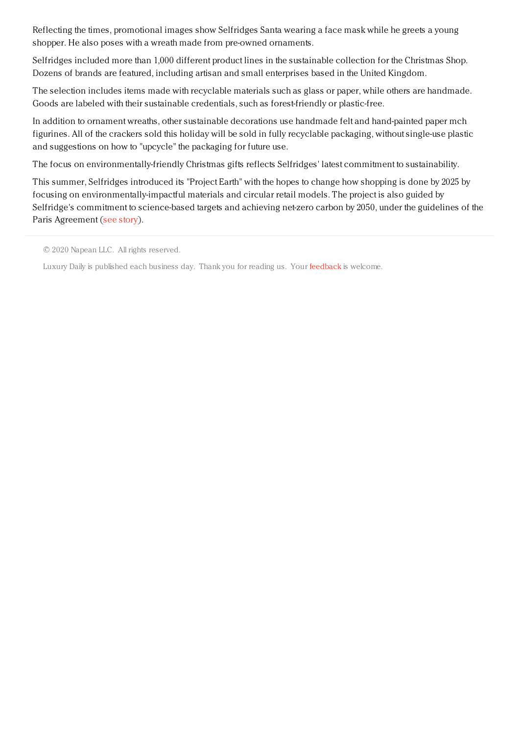Reflecting the times, promotional images show Selfridges Santa wearing a face mask while he greets a young shopper. He also poses with a wreath made from pre-owned ornaments.

Selfridges included more than 1,000 different product lines in the sustainable collection for the Christmas Shop. Dozens of brands are featured, including artisan and small enterprises based in the United Kingdom.

The selection includes items made with recyclable materials such as glass or paper, while others are handmade. Goods are labeled with their sustainable credentials, such as forest-friendly or plastic-free.

In addition to ornament wreaths, other sustainable decorations use handmade felt and hand-painted paper mch figurines. All of the crackers sold this holiday will be sold in fully recyclable packaging, without single-use plastic and suggestions on how to "upcycle" the packaging for future use.

The focus on environmentally-friendly Christmas gifts reflects Selfridges' latest commitment to sustainability.

This summer, Selfridges introduced its "Project Earth" with the hopes to change how shopping is done by 2025 by focusing on environmentally-impactful materials and circular retail models. The project is also guided by Selfridge's commitment to science-based targets and achieving net-zero carbon by 2050, under the guidelines of the Paris Agreement (see story).

© 2020 Napean LLC. All rights reserved.

Luxury Daily is published each business day. Thank you for reading us. Your feedback is welcome.